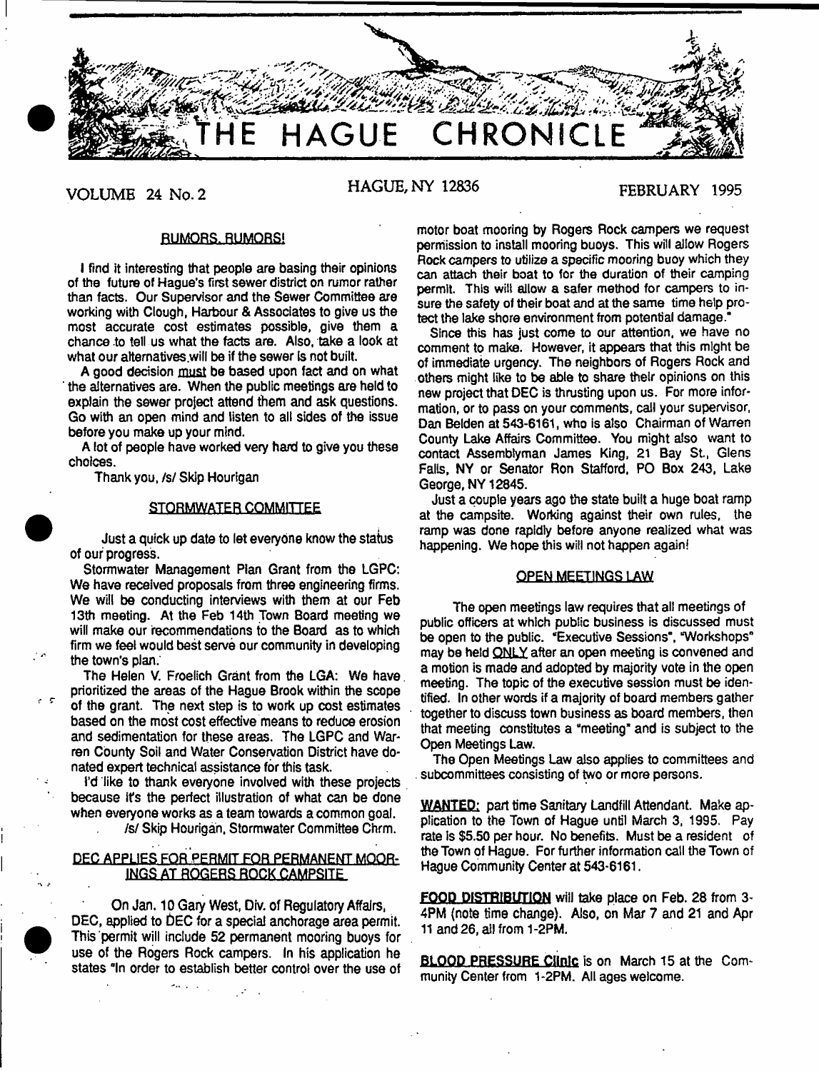# THE HAGUE CHRONICLE

VOLUME 24 No. 2 — HAGUE, NY 12836 — FEBRUARY 1995

## RUMORS, RUMORS!

I find it interesting that people are basing their opinions of the future of Hague's first sewer district on rumor rather than facts. Our Supervisor and the Sewer Committee are working with Clough, Harbour & Associates to give us the most accurate cost estimates possible, give them a chance to tell us what the facts are. Also, take a look at what our alternatives will be if the sewer is not built.

A good decision must be based upon fact and on what the alternatives are. When the public meetings are held to explain the sewer project attend them and ask questions. Go with an open mind and listen to all sides of the issue before you make up your mind.

A lot of people have worked very hard to give you these choices.

Thank you, /s/ Skip Hourigan

## STORMWATER COMMITTEE

Just a quick up date to let everyone know the status of our progress.

Stormwater Management Plan Grant from the LGPC: We have received proposals from three engineering firms. We will be conducting interviews with them at our Feb 13th meeting. At the Feb 14th Town Board meeting we will make our recommendations to the Board as to which firm we feel would best serve our community in developing the town's plan.

The Helen V. Froelich Grant from the LGA: We have prioritized the areas of the Hague Brook within the scope of the grant. The next step is to work up cost estimates based on the most cost effective means to reduce erosion and sedimentation for these areas. The LGPC and Warren County Soil and Water Conservation District have donated expert technical assistance for this task.

I'd like to thank everyone involved with these projects because it's the perfect illustration of what can be done when everyone works as a team towards a common goal.

/s/ Skip Hourigan, Stormwater Committee Chrm.

## DEC APPLIES FOR PERMIT FOR PERMANENT MOORINGS AT ROGERS ROCK CAMPSITE

On Jan. 10 Gary West, Div. of Regulatory Affairs, DEC, applied to DEC for a special anchorage area permit. This permit will include 52 permanent mooring buoys for use of the Rogers Rock campers. In his application he states "In order to establish better control over the use of motor boat mooring by Rogers Rock campers we request permission to install mooring buoys. This will allow Rogers Rock campers to utilize a specific mooring buoy which they can attach their boat to for the duration of their camping permit. This will allow a safer method for campers to insure the safety of their boat and at the same time help protect the lake shore environment from potential damage."

Since this has just come to our attention, we have no comment to make. However, it appears that this might be of immediate urgency. The neighbors of Rogers Rock and others might like to be able to share their opinions on this new project that DEC is thrusting upon us. For more information, or to pass on your comments, call your supervisor, Dan Belden at 543-6161, who is also Chairman of Warren County Lake Affairs Committee. You might also want to contact Assemblyman James King, 21 Bay St., Glens Falls, NY or Senator Ron Stafford, PO Box 243, Lake George, NY 12845.

Just a couple years ago the state built a huge boat ramp at the campsite. Working against their own rules, the ramp was done rapidly before anyone realized what was happening. We hope this will not happen again!

## OPEN MEETINGS LAW

The open meetings law requires that all meetings of public officers at which public business is discussed must be open to the public. "Executive Sessions", "Workshops" may be held ONLY after an open meeting is convened and a motion is made and adopted by majority vote in the open meeting. The topic of the executive session must be identified. In other words if a majority of board members gather together to discuss town business as board members, then that meeting constitutes a "meeting" and is subject to the Open Meetings Law.

The Open Meetings Law also applies to committees and subcommittees consisting of two or more persons.

**WANTED:** part time Sanitary Landfill Attendant. Make application to the Town of Hague until March 3, 1995. Pay rate is $5.50 per hour. No benefits. Must be a resident of the Town of Hague. For further information call the Town of Hague Community Center at 543-6161.

**FOOD DISTRIBUTION** will take place on Feb. 28 from 3-4PM (note time change). Also, on Mar 7 and 21 and Apr 11 and 26, all from 1-2PM.

**BLOOD PRESSURE Clinic** is on March 15 at the Community Center from 1-2PM. All ages welcome.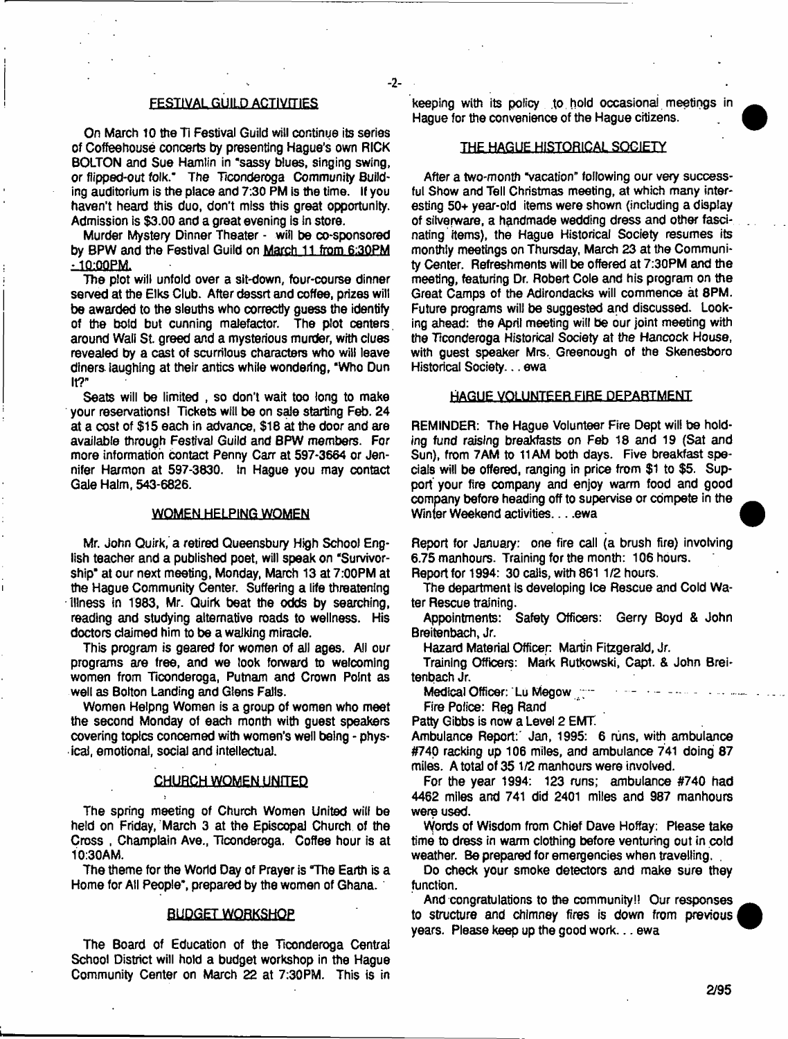## FESTIVAL GUILD ACTIVITIES

On March 10 the Ti Festival Guild will continue its series of Coffeehouse concerts by presenting Hague's own RICK BOLTON and Sue Hamlin in "sassy blues, singing swing, or flipped-out folk." The Ticonderoga Community Building auditorium is the place and 7:30 PM is the time. If you haven't heard this duo, don't miss this great opportunity. Admission is $3.00 and a great evening is in store.

Murder Mystery Dinner Theater - will be co-sponsored by BPW and the Festival Guild on March 11 from 6:30PM - 10:00PM.

The plot will unfold over a sit-down, four-course dinner served at the Elks Club. After dessrt and coffee, prizes will be awarded to the sleuths who correctly guess the identify of the bold but cunning malefactor. The plot centers around Wall St. greed and a mysterious murder, with clues revealed by a cast of scurrilous characters who will leave diners laughing at their antics while wondering, "Who Dun It?"

Seats will be limited , so don't wait too long to make your reservations! Tickets will be on sale starting Feb. 24 at a cost of $15 each in advance, $18 at the door and are available through Festival Guild and BPW members. For more information contact Penny Carr at 597-3664 or Jennifer Harmon at 597-3830. In Hague you may contact Gale Halm, 543-6826.

## WOMEN HELPING WOMEN

Mr. John Quirk, a retired Queensbury High School English teacher and a published poet, will speak on "Survivorship" at our next meeting, Monday, March 13 at 7:00PM at the Hague Community Center. Suffering a life threatening illness in 1983, Mr. Quirk beat the odds by searching, reading and studying alternative roads to wellness. His doctors claimed him to be a walking miracle.

This program is geared for women of all ages. All our programs are free, and we look forward to welcoming women from Ticonderoga, Putnam and Crown Point as well as Bolton Landing and Glens Falls.

Women Helpng Women is a group of women who meet the second Monday of each month with guest speakers covering topics concerned with women's well being - physical, emotional, social and intellectual.

## CHURCH WOMEN UNITED

The spring meeting of Church Women United will be held on Friday, March 3 at the Episcopal Church of the Cross , Champlain Ave., Ticonderoga. Coffee hour is at 10:30AM.

The theme for the World Day of Prayer is "The Earth is a Home for All People", prepared by the women of Ghana.

## BUDGET WORKSHOP

The Board of Education of the Ticonderoga Central School District will hold a budget workshop in the Hague Community Center on March 22 at 7:30PM. This is in keeping with its policy to hold occasional meetings in Hague for the convenience of the Hague citizens.

## THE HAGUE HISTORICAL SOCIETY

After a two-month "vacation" following our very successful Show and Tell Christmas meeting, at which many interesting 50+ year-old items were shown (including a display of silverware, a handmade wedding dress and other fascinating items), the Hague Historical Society resumes its monthly meetings on Thursday, March 23 at the Community Center. Refreshments will be offered at 7:30PM and the meeting, featuring Dr. Robert Cole and his program on the Great Camps of the Adirondacks will commence at 8PM. Future programs will be suggested and discussed. Looking ahead: the April meeting will be our joint meeting with the Ticonderoga Historical Society at the Hancock House, with guest speaker Mrs. Greenough of the Skenesboro Historical Society. . . ewa

## HAGUE VOLUNTEER FIRE DEPARTMENT

REMINDER: The Hague Volunteer Fire Dept will be holding fund raising breakfasts on Feb 18 and 19 (Sat and Sun), from 7AM to 11AM both days. Five breakfast specials will be offered, ranging in price from $1 to $5. Support your fire company and enjoy warm food and good company before heading off to supervise or compete in the Winter Weekend activities. . . .ewa

Report for January: one fire call (a brush fire) involving 6.75 manhours. Training for the month: 106 hours.

Report for 1994: 30 calls, with 861 1/2 hours.

The department is developing Ice Rescue and Cold Water Rescue training.

Appointments: Safety Officers: Gerry Boyd & John Breitenbach, Jr.

Hazard Material Officer: Martin Fitzgerald, Jr.

Training Officers: Mark Rutkowski, Capt. & John Breitenbach Jr.

Medical Officer: Lu Megow

Fire Police: Reg Rand

Patty Gibbs is now a Level 2 EMT.

Ambulance Report: Jan, 1995: 6 runs, with ambulance #740 racking up 106 miles, and ambulance 741 doing 87 miles. A total of 35 1/2 manhours were involved.

For the year 1994: 123 runs; ambulance #740 had 4462 miles and 741 did 2401 miles and 987 manhours were used.

Words of Wisdom from Chief Dave Hoffay: Please take time to dress in warm clothing before venturing out in cold weather. Be prepared for emergencies when travelling.

Do check your smoke detectors and make sure they function.

And congratulations to the community!! Our responses to structure and chimney fires is down from previous years. Please keep up the good work. . . ewa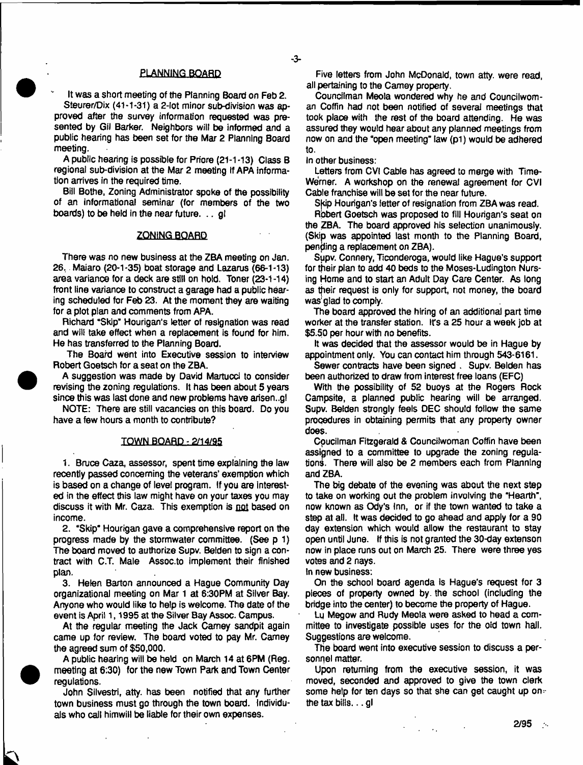## PLANNING BOARD

It was a short meeting of the Planning Board on Feb 2.

Steurer/Dix (41-1-31) a 2-lot minor sub-division was approved after the survey information requested was presented by Gil Barker. Neighbors will be informed and a public hearing has been set for the Mar 2 Planning Board meeting.

A public hearing is possible for Priore (21-1-13) Class B regional sub-division at the Mar 2 meeting if APA information arrives in the required time.

Bill Bothe, Zoning Administrator spoke of the possibility of an informational seminar (for members of the two boards) to be held in the near future. . . gl

## ZONING BOARD

There was no new business at the ZBA meeting on Jan. 26. Maiaro (20-1-35) boat storage and Lazarus (66-1-13) area variance for a deck are still on hold. Toner (23-1-14) front line variance to construct a garage had a public hearing scheduled for Feb 23. At the moment they are waiting for a plot plan and comments from APA.

Richard "Skip" Hourigan's letter of resignation was read and will take effect when a replacement is found for him. He has transferred to the Planning Board.

The Board went into Executive session to interview Robert Goetsch for a seat on the ZBA.

A suggestion was made by David Martucci to consider revising the zoning regulations. It has been about 5 years since this was last done and new problems have arisen..gl

NOTE: There are still vacancies on this board. Do you have a few hours a month to contribute?

## TOWN BOARD - 2/14/95

1. Bruce Caza, assessor, spent time explaining the law recently passed concerning the veterans' exemption which is based on a change of level program. If you are interested in the effect this law might have on your taxes you may discuss it with Mr. Caza. This exemption is not based on income.

2. "Skip" Hourigan gave a comprehensive report on the progress made by the stormwater committee. (See p 1) The board moved to authorize Supv. Belden to sign a contract with C.T. Male Assoc.to implement their finished plan.

3. Helen Barton announced a Hague Community Day organizational meeting on Mar 1 at 6:30PM at Silver Bay. Anyone who would like to help is welcome. The date of the event is April 1, 1995 at the Silver Bay Assoc. Campus.

At the regular meeting the Jack Carney sandpit again came up for review. The board voted to pay Mr. Carney the agreed sum of $50,000.

A public hearing will be held on March 14 at 6PM (Reg. meeting at 6:30) for the new Town Park and Town Center regulations.

John Silvestri, atty. has been notified that any further town business must go through the town board. Individuals who call himwill be liable for their own expenses.

Five letters from John McDonald, town atty. were read, all pertaining to the Carney property.

Councilman Meola wondered why he and Councilwoman Coffin had not been notified of several meetings that took place with the rest of the board attending. He was assured they would hear about any planned meetings from now on and the "open meeting" law (p1) would be adhered to.

In other business:

Letters from CVI Cable has agreed to merge with Time-Werner. A workshop on the renewal agreement for CVI Cable franchise will be set for the near future.

Skip Hourigan's letter of resignation from ZBA was read.

Robert Goetsch was proposed to fill Hourigan's seat on the ZBA. The board approved his selection unanimously. (Skip was appointed last month to the Planning Board, pending a replacement on ZBA).

Supv. Connery, Ticonderoga, would like Hague's support for their plan to add 40 beds to the Moses-Ludington Nursing Home and to start an Adult Day Care Center. As long as their request is only for support, not money, the board was glad to comply.

The board approved the hiring of an additional part time worker at the transfer station. It's a 25 hour a week job at $5.50 per hour with no benefits.

It was decided that the assessor would be in Hague by appointment only. You can contact him through 543-6161.

Sewer contracts have been signed . Supv. Belden has been authorized to draw from interest free loans (EFC)

With the possibility of 52 buoys at the Rogers Rock Campsite, a planned public hearing will be arranged. Supv. Belden strongly feels DEC should follow the same procedures in obtaining permits that any property owner does.

Coucilman Fitzgerald & Councilwoman Coffin have been assigned to a committee to upgrade the zoning regulations. There will also be 2 members each from Planning and ZBA.

The big debate of the evening was about the next step to take on working out the problem involving the "Hearth", now known as Ody's Inn, or if the town wanted to take a step at all. It was decided to go ahead and apply for a 90 day extension which would allow the restaurant to stay open until June. If this is not granted the 30-day extenson now in place runs out on March 25. There were three yes votes and 2 nays.

In new business:

On the school board agenda is Hague's request for 3 pieces of property owned by the school (including the bridge into the center) to become the property of Hague.

Lu Megow and Rudy Meola were asked to head a committee to investigate possible uses for the old town hall. Suggestions are welcome.

The board went into executive session to discuss a personnel matter.

Upon returning from the executive session, it was moved, seconded and approved to give the town clerk some help for ten days so that she can get caught up on the tax bills. . . gl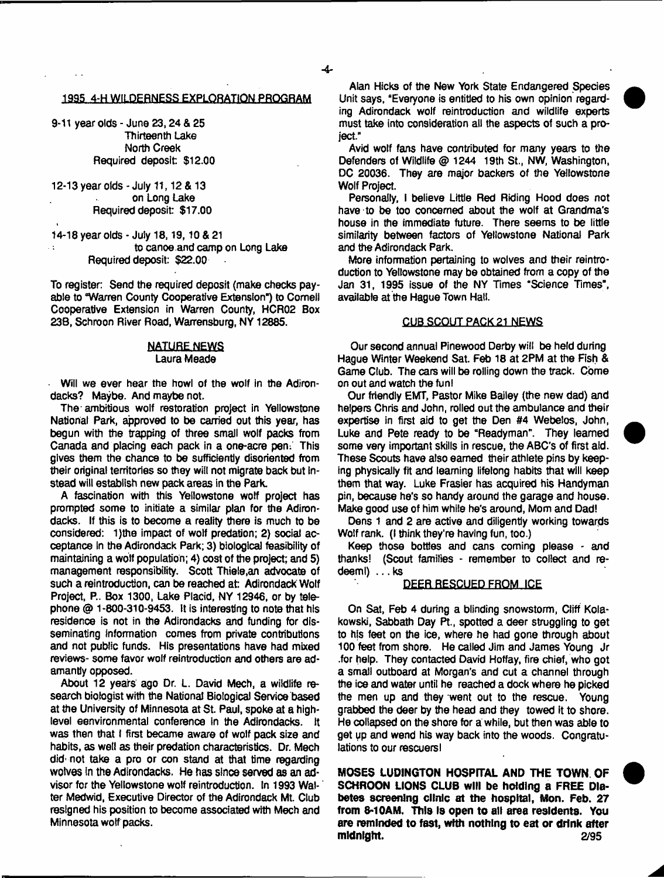## 1995 4-H WILDERNESS EXPLORATION PROGRAM

9-11 year olds - June 23, 24 & 25
Thirteenth Lake
North Creek
Required deposit: $12.00

12-13 year olds - July 11, 12 & 13
on Long Lake
Required deposit: $17.00

14-18 year olds - July 18, 19, 10 & 21
to canoe and camp on Long Lake
Required deposit: $22.00

To register: Send the required deposit (make checks payable to "Warren County Cooperative Extension") to Cornell Cooperative Extension in Warren County, HCR02 Box 23B, Schroon River Road, Warrensburg, NY 12885.

## NATURE NEWS

Laura Meade

Will we ever hear the howl of the wolf in the Adirondacks? Maybe. And maybe not.

The ambitious wolf restoration project in Yellowstone National Park, approved to be carried out this year, has begun with the trapping of three small wolf packs from Canada and placing each pack in a one-acre pen. This gives them the chance to be sufficiently disoriented from their original territories so they will not migrate back but instead will establish new pack areas in the Park.

A fascination with this Yellowstone wolf project has prompted some to initiate a similar plan for the Adirondacks. If this is to become a reality there is much to be considered: 1)the impact of wolf predation; 2) social acceptance in the Adirondack Park; 3) biological feasibility of maintaining a wolf population; 4) cost of the project; and 5) management responsibility. Scott Thiele,an advocate of such a reintroduction, can be reached at: Adirondack Wolf Project, P. Box 1300, Lake Placid, NY 12946, or by telephone @ 1-800-310-9453. It is interesting to note that his residence is not in the Adirondacks and funding for disseminating information comes from private contributions and not public funds. His presentations have had mixed reviews- some favor wolf reintroduction and others are adamantly opposed.

About 12 years ago Dr. L. David Mech, a wildlife research biologist with the National Biological Service based at the University of Minnesota at St. Paul, spoke at a high-level eenvironmental conference in the Adirondacks. It was then that I first became aware of wolf pack size and habits, as well as their predation characteristics. Dr. Mech did not take a pro or con stand at that time regarding wolves in the Adirondacks. He has since served as an advisor for the Yellowstone wolf reintroduction. In 1993 Walter Medwid, Executive Director of the Adirondack Mt. Club resigned his position to become associated with Mech and Minnesota wolf packs.

Alan Hicks of the New York State Endangered Species Unit says, "Everyone is entitled to his own opinion regarding Adirondack wolf reintroduction and wildlife experts must take into consideration all the aspects of such a project."

Avid wolf fans have contributed for many years to the Defenders of Wildlife @ 1244 19th St., NW, Washington, DC 20036. They are major backers of the Yellowstone Wolf Project.

Personally, I believe Little Red Riding Hood does not have to be too concerned about the wolf at Grandma's house in the immediate future. There seems to be little similarity between factors of Yellowstone National Park and the Adirondack Park.

More information pertaining to wolves and their reintroduction to Yellowstone may be obtained from a copy of the Jan 31, 1995 issue of the NY Times "Science Times", available at the Hague Town Hall.

## CUB SCOUT PACK 21 NEWS

Our second annual Pinewood Derby will be held during Hague Winter Weekend Sat. Feb 18 at 2PM at the Fish & Game Club. The cars will be rolling down the track. Come on out and watch the fun!

Our friendly EMT, Pastor Mike Bailey (the new dad) and helpers Chris and John, rolled out the ambulance and their expertise in first aid to get the Den #4 Webelos, John, Luke and Pete ready to be "Readyman". They learned some very important skills in rescue, the ABC's of first aid. These Scouts have also earned their athlete pins by keeping physically fit and learning lifelong habits that will keep them that way. Luke Frasier has acquired his Handyman pin, because he's so handy around the garage and house. Make good use of him while he's around, Mom and Dad!

Dens 1 and 2 are active and diligently working towards Wolf rank. (I think they're having fun, too.)

Keep those bottles and cans coming please - and thanks! (Scout families - remember to collect and redeem!) . . . ks

## DEER RESCUED FROM ICE

On Sat, Feb 4 during a blinding snowstorm, Cliff Kolakowski, Sabbath Day Pt., spotted a deer struggling to get to his feet on the ice, where he had gone through about 100 feet from shore. He called Jim and James Young Jr for help. They contacted David Hoffay, fire chief, who got a small outboard at Morgan's and cut a channel through the ice and water until he reached a dock where he picked the men up and they went out to the rescue. Young grabbed the deer by the head and they towed it to shore. He collapsed on the shore for a while, but then was able to get up and wend his way back into the woods. Congratulations to our rescuers!

**MOSES LUDINGTON HOSPITAL AND THE TOWN OF SCHROON LIONS CLUB will be holding a FREE Diabetes screening clinic at the hospital, Mon. Feb. 27 from 8-10AM. This is open to all area residents. You are reminded to fast, with nothing to eat or drink after midnight.** 2/95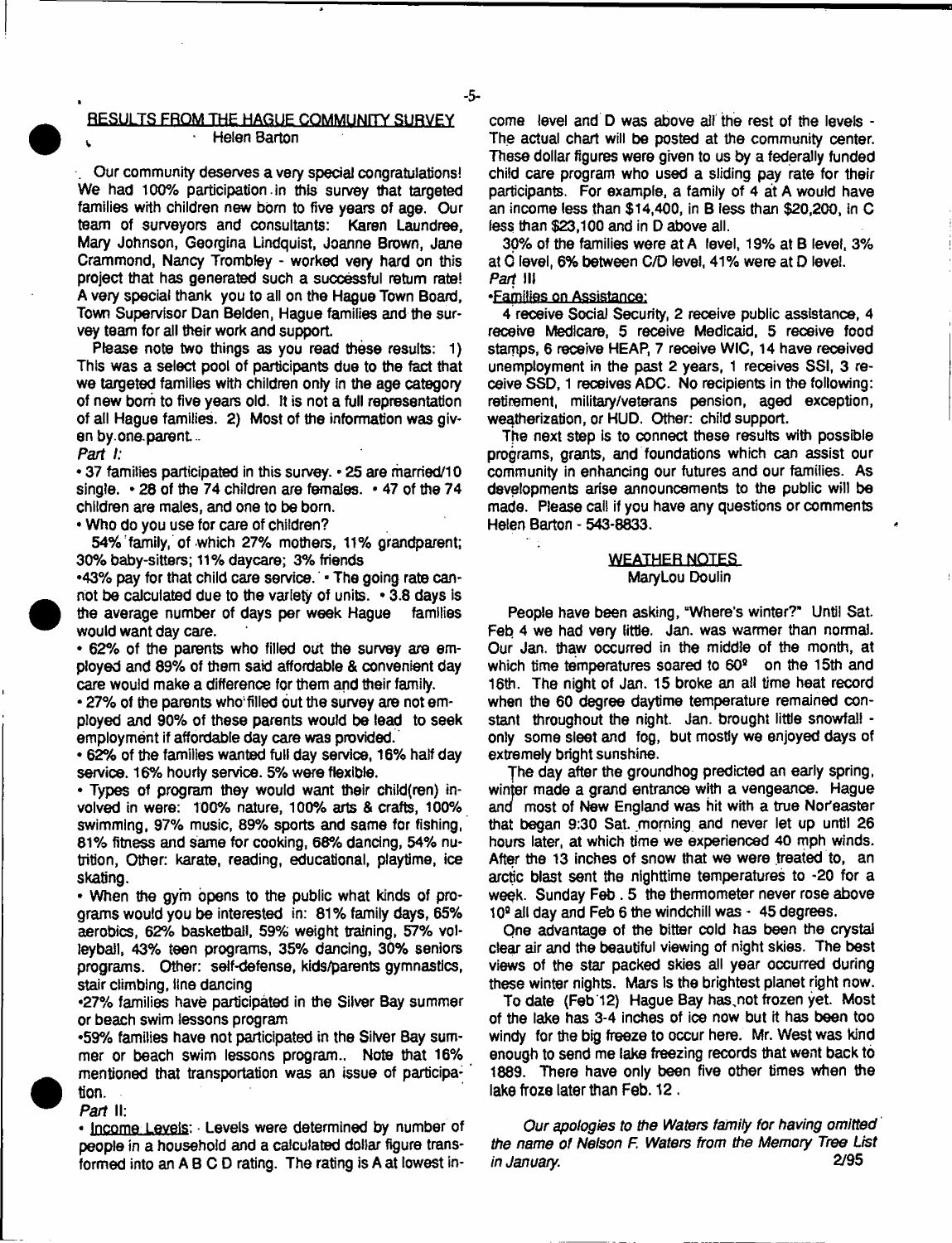## RESULTS FROM THE HAGUE COMMUNITY SURVEY

Helen Barton

Our community deserves a very special congratulations! We had 100% participation in this survey that targeted families with children new born to five years of age. Our team of surveyors and consultants: Karen Laundree, Mary Johnson, Georgina Lindquist, Joanne Brown, Jane Crammond, Nancy Trombley - worked very hard on this project that has generated such a successful return rate! A very special thank you to all on the Hague Town Board, Town Supervisor Dan Belden, Hague families and the survey team for all their work and support.

Please note two things as you read these results: 1) This was a select pool of participants due to the fact that we targeted families with children only in the age category of new born to five years old. It is not a full representation of all Hague families. 2) Most of the information was given by one parent.

*Part I:*

• 37 families participated in this survey. • 25 are married/10 single. • 28 of the 74 children are females. • 47 of the 74 children are males, and one to be born.

• Who do you use for care of children?

54% family, of which 27% mothers, 11% grandparent; 30% baby-sitters; 11% daycare; 3% friends

•43% pay for that child care service. • The going rate cannot be calculated due to the variety of units. • 3.8 days is the average number of days per week Hague families would want day care.

• 62% of the parents who filled out the survey are employed and 89% of them said affordable & convenient day care would make a difference for them and their family.

• 27% of the parents who filled out the survey are not employed and 90% of these parents would be lead to seek employment if affordable day care was provided.

• 62% of the families wanted full day service, 16% half day service. 16% hourly service. 5% were flexible.

• Types of program they would want their child(ren) involved in were: 100% nature, 100% arts & crafts, 100% swimming, 97% music, 89% sports and same for fishing, 81% fitness and same for cooking, 68% dancing, 54% nutrition, Other: karate, reading, educational, playtime, ice skating.

• When the gym opens to the public what kinds of programs would you be interested in: 81% family days, 65% aerobics, 62% basketball, 59% weight training, 57% volleyball, 43% teen programs, 35% dancing, 30% seniors programs. Other: self-defense, kids/parents gymnastics, stair climbing, line dancing

•27% families have participated in the Silver Bay summer or beach swim lessons program

•59% families have not participated in the Silver Bay summer or beach swim lessons program.. Note that 16% mentioned that transportation was an issue of participation.

*Part II:*

• Income Levels: Levels were determined by number of people in a household and a calculated dollar figure transformed into an A B C D rating. The rating is A at lowest income level and D was above all the rest of the levels - The actual chart will be posted at the community center. These dollar figures were given to us by a federally funded child care program who used a sliding pay rate for their participants. For example, a family of 4 at A would have an income less than $14,400, in B less than $20,200, in C less than $23,100 and in D above all.

30% of the families were at A level, 19% at B level, 3% at C level, 6% between C/D level, 41% were at D level.

*Part III*

•Families on Assistance:

4 receive Social Security, 2 receive public assistance, 4 receive Medicare, 5 receive Medicaid, 5 receive food stamps, 6 receive HEAP, 7 receive WIC, 14 have received unemployment in the past 2 years, 1 receives SSI, 3 receive SSD, 1 receives ADC. No recipients in the following: retirement, military/veterans pension, aged exception, weatherization, or HUD. Other: child support.

The next step is to connect these results with possible programs, grants, and foundations which can assist our community in enhancing our futures and our families. As developments arise announcements to the public will be made. Please call if you have any questions or comments Helen Barton - 543-8833.

## WEATHER NOTES

MaryLou Doulin

People have been asking, "Where's winter?" Until Sat. Feb 4 we had very little. Jan. was warmer than normal. Our Jan. thaw occurred in the middle of the month, at which time temperatures soared to 60º on the 15th and 16th. The night of Jan. 15 broke an all time heat record when the 60 degree daytime temperature remained constant throughout the night. Jan. brought little snowfall - only some sleet and fog, but mostly we enjoyed days of extremely bright sunshine.

The day after the groundhog predicted an early spring, winter made a grand entrance with a vengeance. Hague and most of New England was hit with a true Nor'easter that began 9:30 Sat. morning and never let up until 26 hours later, at which time we experienced 40 mph winds. After the 13 inches of snow that we were treated to, an arctic blast sent the nighttime temperatures to -20 for a week. Sunday Feb . 5 the thermometer never rose above 10º all day and Feb 6 the windchill was - 45 degrees.

One advantage of the bitter cold has been the crystal clear air and the beautiful viewing of night skies. The best views of the star packed skies all year occurred during these winter nights. Mars is the brightest planet right now.

To date (Feb 12) Hague Bay has not frozen yet. Most of the lake has 3-4 inches of ice now but it has been too windy for the big freeze to occur here. Mr. West was kind enough to send me lake freezing records that went back to 1889. There have only been five other times when the lake froze later than Feb. 12 .

*Our apologies to the Waters family for having omitted the name of Nelson F. Waters from the Memory Tree List in January.* 2/95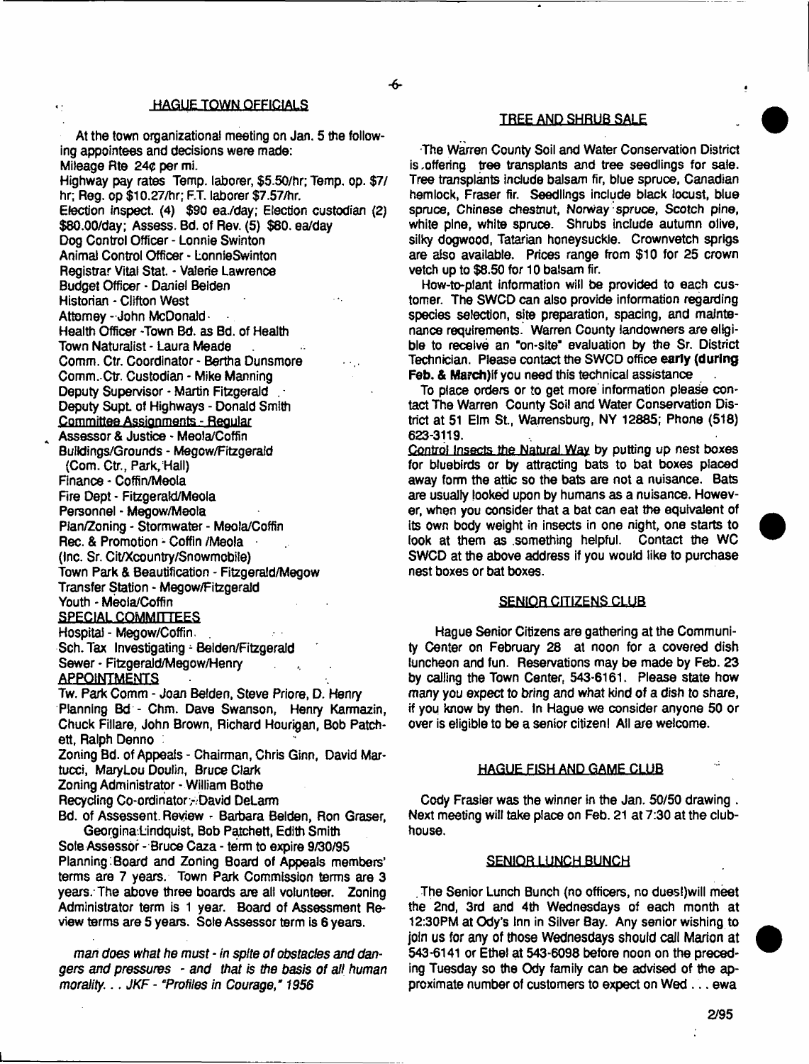## HAGUE TOWN OFFICIALS

At the town organizational meeting on Jan. 5 the following appointees and decisions were made:

Mileage Rte 24¢ per mi.

Highway pay rates Temp. laborer, $5.50/hr; Temp. op. $7/hr; Reg. op $10.27/hr; F.T. laborer $7.57/hr.

Election Inspect. (4) $90 ea./day; Election custodian (2) $80.00/day; Assess. Bd. of Rev. (5) $80. ea/day

Dog Control Officer - Lonnie Swinton

Animal Control Officer - LonnieSwinton

Registrar Vital Stat. - Valerie Lawrence

Budget Officer - Daniel Belden

Historian - Clifton West

Attorney - John McDonald

Health Officer - Town Bd. as Bd. of Health

Town Naturalist - Laura Meade

Comm. Ctr. Coordinator - Bertha Dunsmore

Comm. Ctr. Custodian - Mike Manning

Deputy Supervisor - Martin Fitzgerald

Deputy Supt. of Highways - Donald Smith

Committee Assignments - Regular

Assessor & Justice - Meola/Coffin

Buildings/Grounds - Megow/Fitzgerald (Com. Ctr., Park, Hall)

Finance - Coffin/Meola

Fire Dept - Fitzgerald/Meola

Personnel - Megow/Meola

Plan/Zoning - Stormwater - Meola/Coffin

Rec. & Promotion - Coffin /Meola (Inc. Sr. Cit/Xcountry/Snowmobile)

Town Park & Beautification - Fitzgerald/Megow

Transfer Station - Megow/Fitzgerald

Youth - Meola/Coffin

SPECIAL COMMITTEES

Hospital - Megow/Coffin.

Sch. Tax Investigating - Belden/Fitzgerald

Sewer - Fitzgerald/Megow/Henry

APPOINTMENTS

Tw. Park Comm - Joan Belden, Steve Priore, D. Henry

Planning Bd - Chm. Dave Swanson, Henry Karmazin, Chuck Fillare, John Brown, Richard Hourigan, Bob Patchett, Ralph Denno

Zoning Bd. of Appeals - Chairman, Chris Ginn, David Martucci, MaryLou Doulin, Bruce Clark

Zoning Administrator - William Bothe

Recycling Co-ordinator - David DeLarm

Bd. of Assessent Review - Barbara Belden, Ron Graser, Georgina Lindquist, Bob Patchett, Edith Smith

Sole Assessor - Bruce Caza - term to expire 9/30/95

Planning Board and Zoning Board of Appeals members' terms are 7 years. Town Park Commission terms are 3 years. The above three boards are all volunteer. Zoning Administrator term is 1 year. Board of Assessment Review terms are 5 years. Sole Assessor term is 6 years.

*man does what he must - in spite of obstacles and dangers and pressures - and that is the basis of all human morality... JKF - "Profiles in Courage," 1956*

## TREE AND SHRUB SALE

The Warren County Soil and Water Conservation District is offering tree transplants and tree seedlings for sale. Tree transplants include balsam fir, blue spruce, Canadian hemlock, Fraser fir. Seedlings include black locust, blue spruce, Chinese chestnut, Norway spruce, Scotch pine, white pine, white spruce. Shrubs include autumn olive, silky dogwood, Tatarian honeysuckle. Crownvetch sprigs are also available. Prices range from $10 for 25 crown vetch up to $8.50 for 10 balsam fir.

How-to-plant information will be provided to each customer. The SWCD can also provide information regarding species selection, site preparation, spacing, and maintenance requirements. Warren County landowners are eligible to receive an "on-site" evaluation by the Sr. District Technician. Please contact the SWCD office **early (during Feb. & March)** if you need this technical assistance

To place orders or to get more information please contact The Warren County Soil and Water Conservation District at 51 Elm St., Warrensburg, NY 12885; Phone (518) 623-3119.

Control Insects the Natural Way by putting up nest boxes for bluebirds or by attracting bats to bat boxes placed away form the attic so the bats are not a nuisance. Bats are usually looked upon by humans as a nuisance. However, when you consider that a bat can eat the equivalent of its own body weight in insects in one night, one starts to look at them as something helpful. Contact the WC SWCD at the above address if you would like to purchase nest boxes or bat boxes.

## SENIOR CITIZENS CLUB

Hague Senior Citizens are gathering at the Community Center on February 28 at noon for a covered dish luncheon and fun. Reservations may be made by Feb. 23 by calling the Town Center, 543-6161. Please state how many you expect to bring and what kind of a dish to share, if you know by then. In Hague we consider anyone 50 or over is eligible to be a senior citizen! All are welcome.

## HAGUE FISH AND GAME CLUB

Cody Frasier was the winner in the Jan. 50/50 drawing . Next meeting will take place on Feb. 21 at 7:30 at the clubhouse.

## SENIOR LUNCH BUNCH

The Senior Lunch Bunch (no officers, no dues!)will meet the 2nd, 3rd and 4th Wednesdays of each month at 12:30PM at Ody's Inn in Silver Bay. Any senior wishing to join us for any of those Wednesdays should call Marion at 543-6141 or Ethel at 543-6098 before noon on the preceding Tuesday so the Ody family can be advised of the approximate number of customers to expect on Wed . . . ewa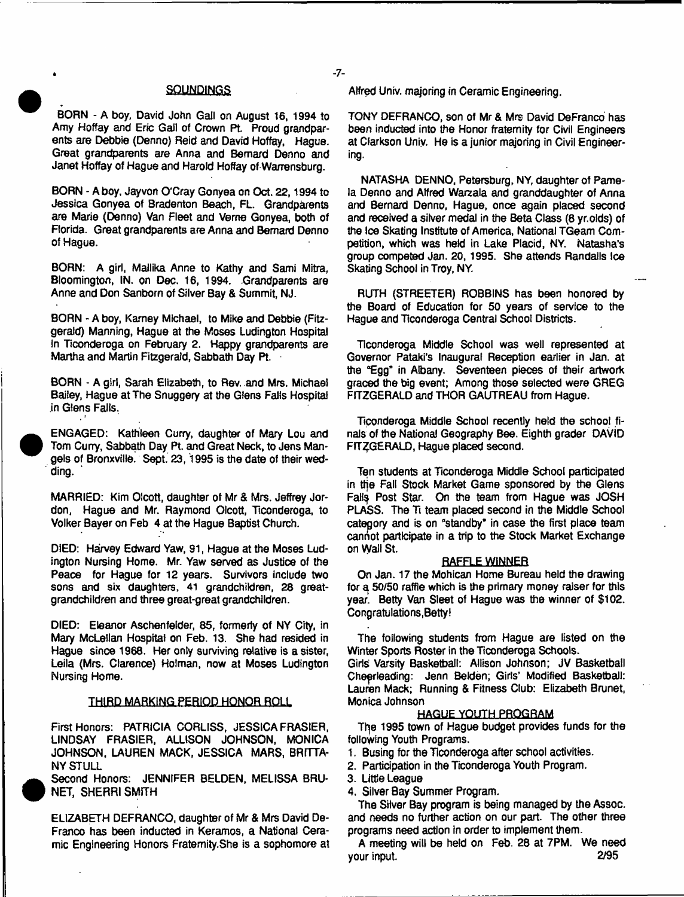## SOUNDINGS

BORN - A boy, David John Gall on August 16, 1994 to Amy Hoffay and Eric Gall of Crown Pt. Proud grandparents are Debbie (Denno) Reid and David Hoffay, Hague. Great grandparents are Anna and Bernard Denno and Janet Hoffay of Hague and Harold Hoffay of Warrensburg.

BORN - A boy, Jayvon O'Cray Gonyea on Oct. 22, 1994 to Jessica Gonyea of Bradenton Beach, FL. Grandparents are Marie (Denno) Van Fleet and Verne Gonyea, both of Florida. Great grandparents are Anna and Bernard Denno of Hague.

BORN: A girl, Mallika Anne to Kathy and Sami Mitra, Bloomington, IN. on Dec. 16, 1994. Grandparents are Anne and Don Sanborn of Silver Bay & Summit, NJ.

BORN - A boy, Karney Michael, to Mike and Debbie (Fitzgerald) Manning, Hague at the Moses Ludington Hospital in Ticonderoga on February 2. Happy grandparents are Martha and Martin Fitzgerald, Sabbath Day Pt.

BORN - A girl, Sarah Elizabeth, to Rev. and Mrs. Michael Bailey, Hague at The Snuggery at the Glens Falls Hospital in Glens Falls.

ENGAGED: Kathleen Curry, daughter of Mary Lou and Tom Curry, Sabbath Day Pt. and Great Neck, to Jens Mangels of Bronxville. Sept. 23, 1995 is the date of their wedding.

MARRIED: Kim Olcott, daughter of Mr & Mrs. Jeffrey Jordon, Hague and Mr. Raymond Olcott, Ticonderoga, to Volker Bayer on Feb 4 at the Hague Baptist Church.

DIED: Harvey Edward Yaw, 91, Hague at the Moses Ludington Nursing Home. Mr. Yaw served as Justice of the Peace for Hague for 12 years. Survivors include two sons and six daughters, 41 grandchildren, 28 great-grandchildren and three great-great grandchildren.

DIED: Eleanor Aschenfelder, 85, formerly of NY City, in Mary McLellan Hospital on Feb. 13. She had resided in Hague since 1968. Her only surviving relative is a sister, Leila (Mrs. Clarence) Holman, now at Moses Ludington Nursing Home.

### THIRD MARKING PERIOD HONOR ROLL

First Honors: PATRICIA CORLISS, JESSICA FRASIER, LINDSAY FRASIER, ALLISON JOHNSON, MONICA JOHNSON, LAUREN MACK, JESSICA MARS, BRITTANY STULL

Second Honors: JENNIFER BELDEN, MELISSA BRUNET, SHERRI SMITH

ELIZABETH DEFRANCO, daughter of Mr & Mrs David DeFranco has been inducted in Keramos, a National Ceramic Engineering Honors Fraternity.She is a sophomore at Alfred Univ. majoring in Ceramic Engineering.

TONY DEFRANCO, son of Mr & Mrs David DeFranco has been inducted into the Honor fraternity for Civil Engineers at Clarkson Univ. He is a junior majoring in Civil Engineering.

NATASHA DENNO, Petersburg, NY, daughter of Pamela Denno and Alfred Warzala and granddaughter of Anna and Bernard Denno, Hague, once again placed second and received a silver medal in the Beta Class (8 yr.olds) of the Ice Skating Institute of America, National TGeam Competition, which was held in Lake Placid, NY. Natasha's group competed Jan. 20, 1995. She attends Randalls Ice Skating School in Troy, NY.

RUTH (STREETER) ROBBINS has been honored by the Board of Education for 50 years of service to the Hague and Ticonderoga Central School Districts.

Ticonderoga Middle School was well represented at Governor Pataki's Inaugural Reception earlier in Jan. at the "Egg" in Albany. Seventeen pieces of their artwork graced the big event; Among those selected were GREG FITZGERALD and THOR GAUTREAU from Hague.

Ticonderoga Middle School recently held the school finals of the National Geography Bee. Eighth grader DAVID FITZGERALD, Hague placed second.

Ten students at Ticonderoga Middle School participated in the Fall Stock Market Game sponsored by the Glens Falls Post Star. On the team from Hague was JOSH PLASS. The Ti team placed second in the Middle School category and is on "standby" in case the first place team cannot participate in a trip to the Stock Market Exchange on Wall St.

### RAFFLE WINNER

On Jan. 17 the Mohican Home Bureau held the drawing for a 50/50 raffle which is the primary money raiser for this year. Betty Van Sleet of Hague was the winner of $102. Congratulations,Betty!

The following students from Hague are listed on the Winter Sports Roster in the Ticonderoga Schools.

Girls Varsity Basketball: Allison Johnson; JV Basketball Cheerleading: Jenn Belden; Girls' Modified Basketball: Lauren Mack; Running & Fitness Club: Elizabeth Brunet, Monica Johnson

### HAGUE YOUTH PROGRAM

The 1995 town of Hague budget provides funds for the following Youth Programs.

1. Busing for the Ticonderoga after school activities.
2. Participation in the Ticonderoga Youth Program.
3. Little League
4. Silver Bay Summer Program.

The Silver Bay program is being managed by the Assoc. and needs no further action on our part. The other three programs need action in order to implement them.

A meeting will be held on Feb. 28 at 7PM. We need your input. 2/95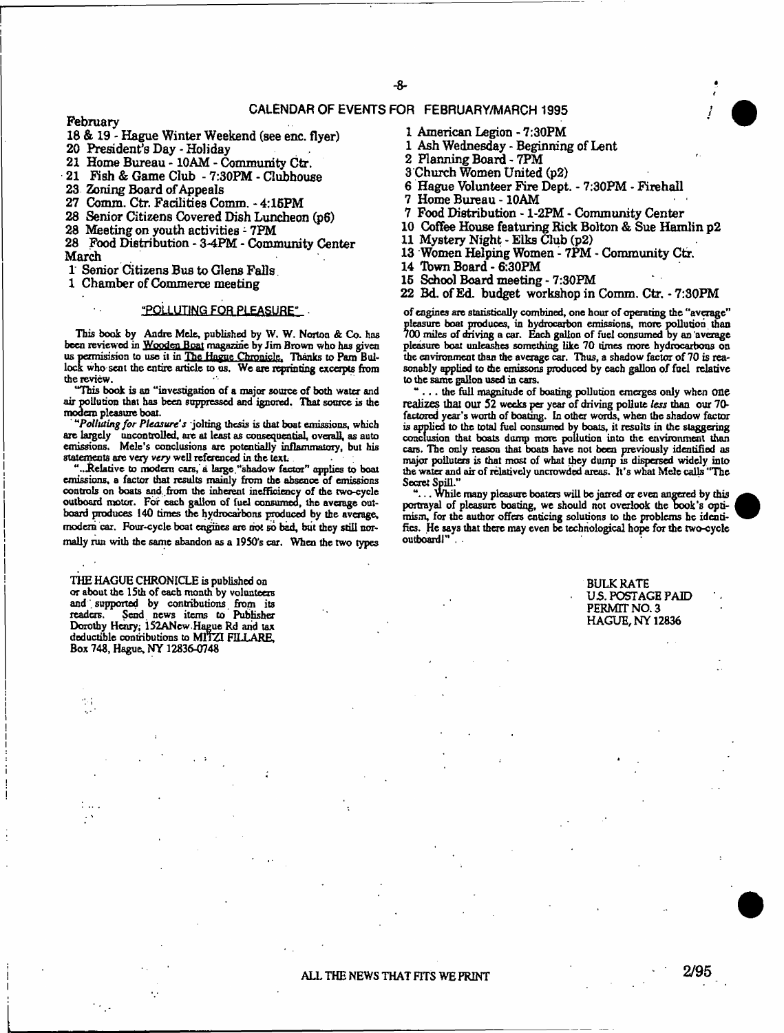## CALENDAR OF EVENTS FOR FEBRUARY/MARCH 1995

**February**

18 & 19 - Hague Winter Weekend (see enc. flyer)
20 President's Day - Holiday
21 Home Bureau - 10AM - Community Ctr.
21 Fish & Game Club - 7:30PM - Clubhouse
23 Zoning Board of Appeals
27 Comm. Ctr. Facilities Comm. - 4:15PM
28 Senior Citizens Covered Dish Luncheon (p6)
28 Meeting on youth activities - 7PM
28 Food Distribution - 3-4PM - Community Center

**March**

1 Senior Citizens Bus to Glens Falls
1 Chamber of Commerce meeting
1 American Legion - 7:30PM
1 Ash Wednesday - Beginning of Lent
2 Planning Board - 7PM
3 Church Women United (p2)
6 Hague Volunteer Fire Dept. - 7:30PM - Firehall
7 Home Bureau - 10AM
7 Food Distribution - 1-2PM - Community Center
10 Coffee House featuring Rick Bolton & Sue Hamlin p2
11 Mystery Night - Elks Club (p2)
13 Women Helping Women - 7PM - Community Ctr.
14 Town Board - 6:30PM
15 School Board meeting - 7:30PM
22 Bd. of Ed. budget workshop in Comm. Ctr. - 7:30PM

### "POLLUTING FOR PLEASURE"

This book by Andre Mele, published by W. W. Norton & Co. has been reviewed in Wooden Boat magazine by Jim Brown who has given us permisision to use it in The Hague Chronicle. Thanks to Pam Bullock who sent the entire article to us. We are reprinting excerpts from the review.

"This book is an "investigation of a major source of both water and air pollution that has been suppressed and ignored. That source is the modern pleasure boat.

"*Polluting for Pleasure's* jolting thesis is that boat emissions, which are largely uncontrolled, are at least as consequential, overall, as auto emissions. Mele's conclusions are potentially inflammatory, but his statements are very *very* well referenced in the text.

"...Relative to modern cars, a large "shadow factor" applies to boat emissions, a factor that results mainly from the absence of emissions controls on boats and from the inherent inefficiency of the two-cycle outboard motor. For each gallon of fuel consumed, the average outboard produces 140 times the hydrocarbons produced by the average, modern car. Four-cycle boat engines are not so bad, but they still normally run with the same abandon as a 1950's car. When the two types of engines are statistically combined, one hour of operating the "average" pleasure boat produces, in hydrocarbon emissions, more pollution than 700 miles of driving a car. Each gallon of fuel consumed by an average pleasure boat unleashes something like 70 times more hydrocarbons on the environment than the average car. Thus, a shadow factor of 70 is reasonably applied to the emissons produced by each gallon of fuel relative to the same gallon used in cars.

". . . the full magnitude of boating pollution emerges only when one realizes that our 52 weeks per year of driving pollute *less* than our 70-factored year's worth of boating. In other words, when the shadow factor is applied to the total fuel consumed by boats, it results in the staggering conclusion that boats dump more pollution into the environment than cars. The only reason that boats have not been previously identified as major polluters is that most of what they dump is dispersed widely into the water and air of relatively uncrowded areas. It's what Mele calls "The Secret Spill."

". . . While many pleasure boaters will be jarred or even angered by this portrayal of pleasure boating, we should not overlook the book's optimism, for the author offers enticing solutions to the problems he identifies. He says that there may even be technological hope for the two-cycle outboard!"

THE HAGUE CHRONICLE is published on or about the 15th of each month by volunteers and supported by contributions from its readers. Send news items to Publisher Dorothy Henry, 152ANew Hague Rd and tax deductible contributions to MITZI FILLARE, Box 748, Hague, NY 12836-0748

BULK RATE
U.S. POSTAGE PAID
PERMIT NO. 3
HAGUE, NY 12836

ALL THE NEWS THAT FITS WE PRINT